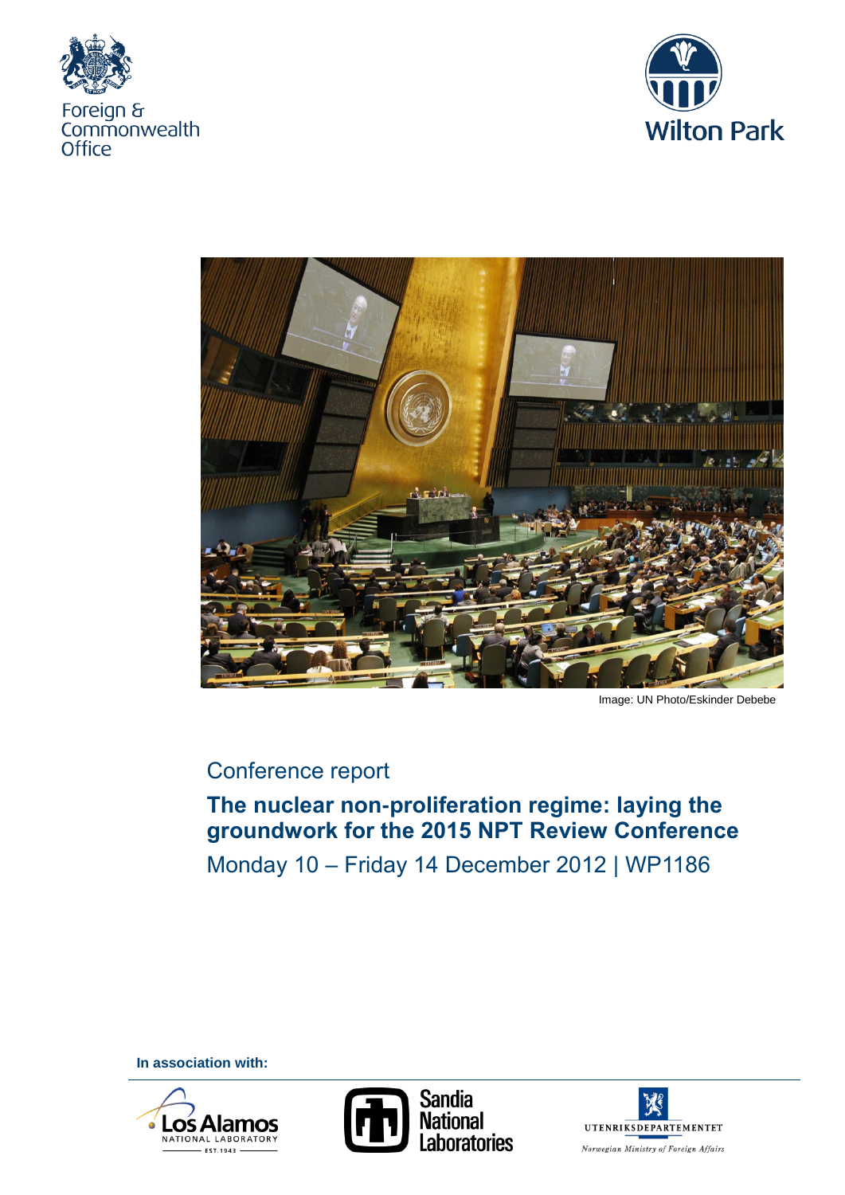Foreign & Commonwealth Office

Wilton Park

Image: UN Photo/Eskinder Debebe

Conference report

# The nuclear non-proliferation regime: laying the groundwork for the 2015 NPT Review Conference

Monday 10 – Friday 14 December 2012 | WP1186

**In association with:**

Los Alamos NATIONAL LABORATORY EST. 1943

Sandia National Laboratories

UTENRIKSDEPARTEMENTET

*Norwegian Ministry of Foreign Affairs*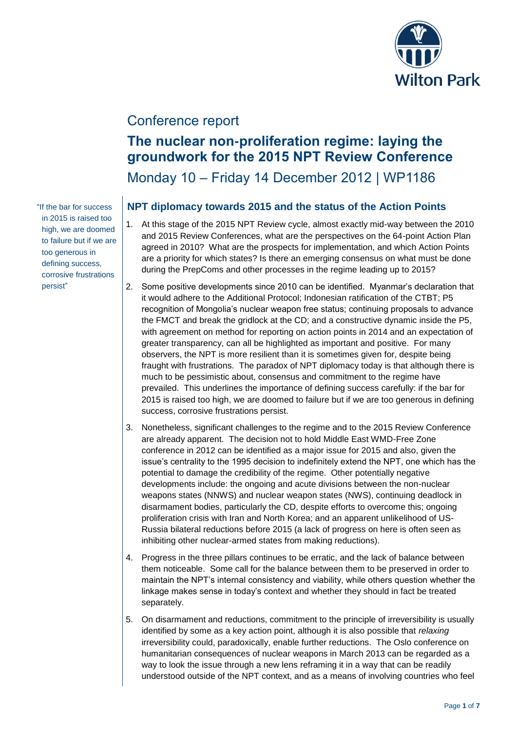Conference report

# The nuclear non-proliferation regime: laying the groundwork for the 2015 NPT Review Conference

Monday 10 – Friday 14 December 2012 | WP1186

> "If the bar for success in 2015 is raised too high, we are doomed to failure but if we are too generous in defining success, corrosive frustrations persist"

## NPT diplomacy towards 2015 and the status of the Action Points

1. At this stage of the 2015 NPT Review cycle, almost exactly mid-way between the 2010 and 2015 Review Conferences, what are the perspectives on the 64-point Action Plan agreed in 2010? What are the prospects for implementation, and which Action Points are a priority for which states? Is there an emerging consensus on what must be done during the PrepComs and other processes in the regime leading up to 2015?

2. Some positive developments since 2010 can be identified. Myanmar's declaration that it would adhere to the Additional Protocol; Indonesian ratification of the CTBT; P5 recognition of Mongolia's nuclear weapon free status; continuing proposals to advance the FMCT and break the gridlock at the CD; and a constructive dynamic inside the P5, with agreement on method for reporting on action points in 2014 and an expectation of greater transparency, can all be highlighted as important and positive. For many observers, the NPT is more resilient than it is sometimes given for, despite being fraught with frustrations. The paradox of NPT diplomacy today is that although there is much to be pessimistic about, consensus and commitment to the regime have prevailed. This underlines the importance of defining success carefully: if the bar for 2015 is raised too high, we are doomed to failure but if we are too generous in defining success, corrosive frustrations persist.

3. Nonetheless, significant challenges to the regime and to the 2015 Review Conference are already apparent. The decision not to hold Middle East WMD-Free Zone conference in 2012 can be identified as a major issue for 2015 and also, given the issue's centrality to the 1995 decision to indefinitely extend the NPT, one which has the potential to damage the credibility of the regime. Other potentially negative developments include: the ongoing and acute divisions between the non-nuclear weapons states (NNWS) and nuclear weapon states (NWS), continuing deadlock in disarmament bodies, particularly the CD, despite efforts to overcome this; ongoing proliferation crisis with Iran and North Korea; and an apparent unlikelihood of US-Russia bilateral reductions before 2015 (a lack of progress on here is often seen as inhibiting other nuclear-armed states from making reductions).

4. Progress in the three pillars continues to be erratic, and the lack of balance between them noticeable. Some call for the balance between them to be preserved in order to maintain the NPT's internal consistency and viability, while others question whether the linkage makes sense in today's context and whether they should in fact be treated separately.

5. On disarmament and reductions, commitment to the principle of irreversibility is usually identified by some as a key action point, although it is also possible that *relaxing* irreversibility could, paradoxically, enable further reductions. The Oslo conference on humanitarian consequences of nuclear weapons in March 2013 can be regarded as a way to look the issue through a new lens reframing it in a way that can be readily understood outside of the NPT context, and as a means of involving countries who feel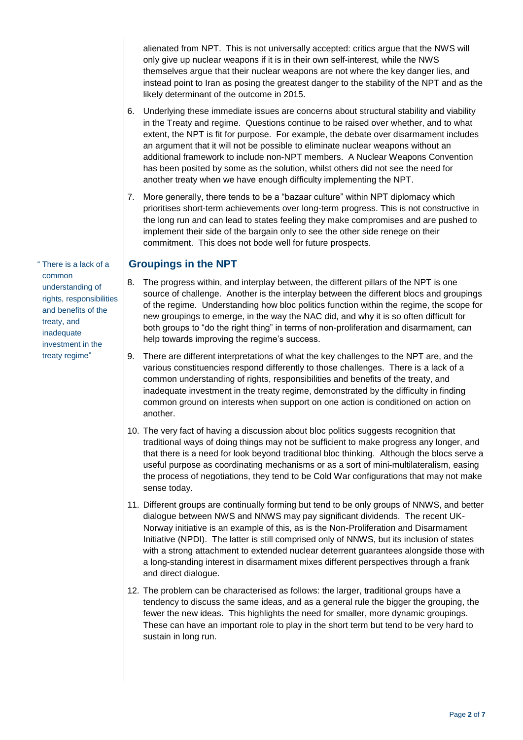alienated from NPT. This is not universally accepted: critics argue that the NWS will only give up nuclear weapons if it is in their own self-interest, while the NWS themselves argue that their nuclear weapons are not where the key danger lies, and instead point to Iran as posing the greatest danger to the stability of the NPT and as the likely determinant of the outcome in 2015.

6. Underlying these immediate issues are concerns about structural stability and viability in the Treaty and regime. Questions continue to be raised over whether, and to what extent, the NPT is fit for purpose. For example, the debate over disarmament includes an argument that it will not be possible to eliminate nuclear weapons without an additional framework to include non-NPT members. A Nuclear Weapons Convention has been posited by some as the solution, whilst others did not see the need for another treaty when we have enough difficulty implementing the NPT.

7. More generally, there tends to be a "bazaar culture" within NPT diplomacy which prioritises short-term achievements over long-term progress. This is not constructive in the long run and can lead to states feeling they make compromises and are pushed to implement their side of the bargain only to see the other side renege on their commitment. This does not bode well for future prospects.

## Groupings in the NPT

> "There is a lack of a common understanding of rights, responsibilities and benefits of the treaty, and inadequate investment in the treaty regime"

8. The progress within, and interplay between, the different pillars of the NPT is one source of challenge. Another is the interplay between the different blocs and groupings of the regime. Understanding how bloc politics function within the regime, the scope for new groupings to emerge, in the way the NAC did, and why it is so often difficult for both groups to "do the right thing" in terms of non-proliferation and disarmament, can help towards improving the regime's success.

9. There are different interpretations of what the key challenges to the NPT are, and the various constituencies respond differently to those challenges. There is a lack of a common understanding of rights, responsibilities and benefits of the treaty, and inadequate investment in the treaty regime, demonstrated by the difficulty in finding common ground on interests when support on one action is conditioned on action on another.

10. The very fact of having a discussion about bloc politics suggests recognition that traditional ways of doing things may not be sufficient to make progress any longer, and that there is a need for look beyond traditional bloc thinking. Although the blocs serve a useful purpose as coordinating mechanisms or as a sort of mini-multilateralism, easing the process of negotiations, they tend to be Cold War configurations that may not make sense today.

11. Different groups are continually forming but tend to be only groups of NNWS, and better dialogue between NWS and NNWS may pay significant dividends. The recent UK-Norway initiative is an example of this, as is the Non-Proliferation and Disarmament Initiative (NPDI). The latter is still comprised only of NNWS, but its inclusion of states with a strong attachment to extended nuclear deterrent guarantees alongside those with a long-standing interest in disarmament mixes different perspectives through a frank and direct dialogue.

12. The problem can be characterised as follows: the larger, traditional groups have a tendency to discuss the same ideas, and as a general rule the bigger the grouping, the fewer the new ideas. This highlights the need for smaller, more dynamic groupings. These can have an important role to play in the short term but tend to be very hard to sustain in long run.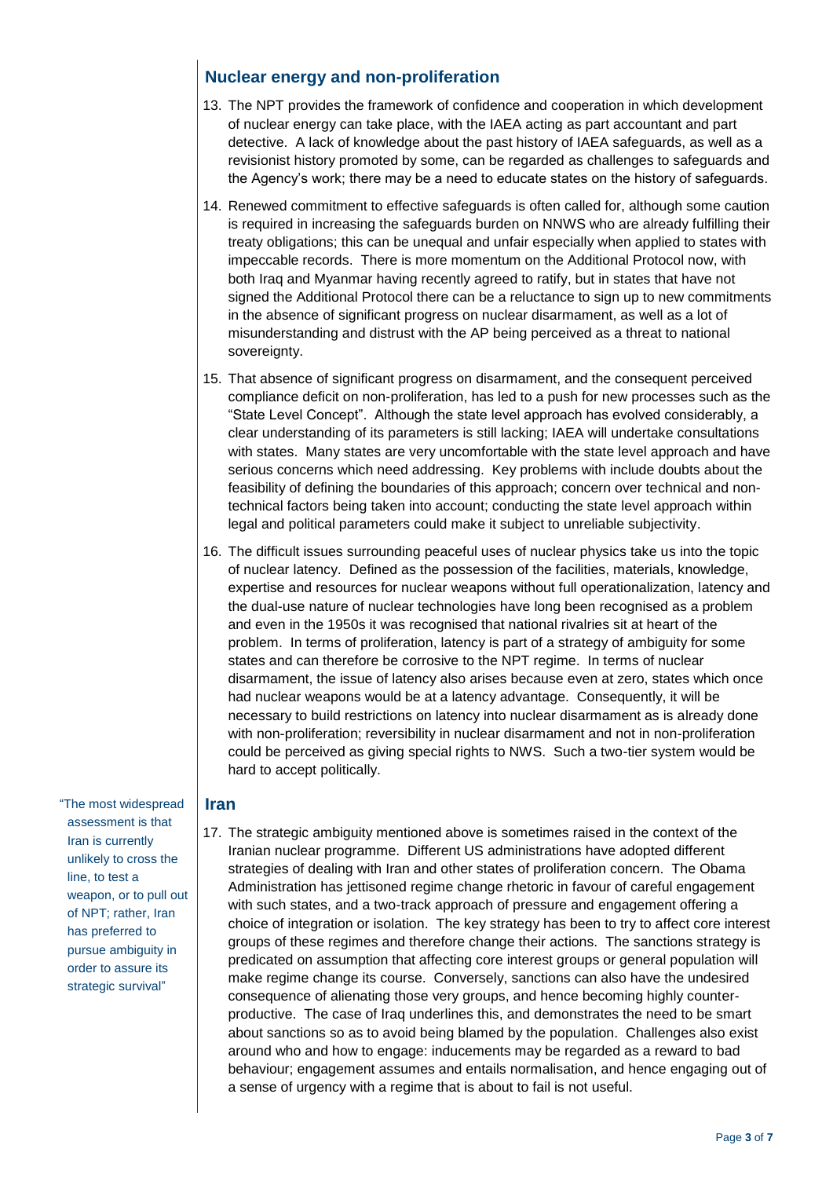## Nuclear energy and non-proliferation

13. The NPT provides the framework of confidence and cooperation in which development of nuclear energy can take place, with the IAEA acting as part accountant and part detective. A lack of knowledge about the past history of IAEA safeguards, as well as a revisionist history promoted by some, can be regarded as challenges to safeguards and the Agency's work; there may be a need to educate states on the history of safeguards.

14. Renewed commitment to effective safeguards is often called for, although some caution is required in increasing the safeguards burden on NNWS who are already fulfilling their treaty obligations; this can be unequal and unfair especially when applied to states with impeccable records. There is more momentum on the Additional Protocol now, with both Iraq and Myanmar having recently agreed to ratify, but in states that have not signed the Additional Protocol there can be a reluctance to sign up to new commitments in the absence of significant progress on nuclear disarmament, as well as a lot of misunderstanding and distrust with the AP being perceived as a threat to national sovereignty.

15. That absence of significant progress on disarmament, and the consequent perceived compliance deficit on non-proliferation, has led to a push for new processes such as the "State Level Concept". Although the state level approach has evolved considerably, a clear understanding of its parameters is still lacking; IAEA will undertake consultations with states. Many states are very uncomfortable with the state level approach and have serious concerns which need addressing. Key problems with include doubts about the feasibility of defining the boundaries of this approach; concern over technical and non-technical factors being taken into account; conducting the state level approach within legal and political parameters could make it subject to unreliable subjectivity.

16. The difficult issues surrounding peaceful uses of nuclear physics take us into the topic of nuclear latency. Defined as the possession of the facilities, materials, knowledge, expertise and resources for nuclear weapons without full operationalization, latency and the dual-use nature of nuclear technologies have long been recognised as a problem and even in the 1950s it was recognised that national rivalries sit at heart of the problem. In terms of proliferation, latency is part of a strategy of ambiguity for some states and can therefore be corrosive to the NPT regime. In terms of nuclear disarmament, the issue of latency also arises because even at zero, states which once had nuclear weapons would be at a latency advantage. Consequently, it will be necessary to build restrictions on latency into nuclear disarmament as is already done with non-proliferation; reversibility in nuclear disarmament and not in non-proliferation could be perceived as giving special rights to NWS. Such a two-tier system would be hard to accept politically.

## Iran

"The most widespread assessment is that Iran is currently unlikely to cross the line, to test a weapon, or to pull out of NPT; rather, Iran has preferred to pursue ambiguity in order to assure its strategic survival"

17. The strategic ambiguity mentioned above is sometimes raised in the context of the Iranian nuclear programme. Different US administrations have adopted different strategies of dealing with Iran and other states of proliferation concern. The Obama Administration has jettisoned regime change rhetoric in favour of careful engagement with such states, and a two-track approach of pressure and engagement offering a choice of integration or isolation. The key strategy has been to try to affect core interest groups of these regimes and therefore change their actions. The sanctions strategy is predicated on assumption that affecting core interest groups or general population will make regime change its course. Conversely, sanctions can also have the undesired consequence of alienating those very groups, and hence becoming highly counter-productive. The case of Iraq underlines this, and demonstrates the need to be smart about sanctions so as to avoid being blamed by the population. Challenges also exist around who and how to engage: inducements may be regarded as a reward to bad behaviour; engagement assumes and entails normalisation, and hence engaging out of a sense of urgency with a regime that is about to fail is not useful.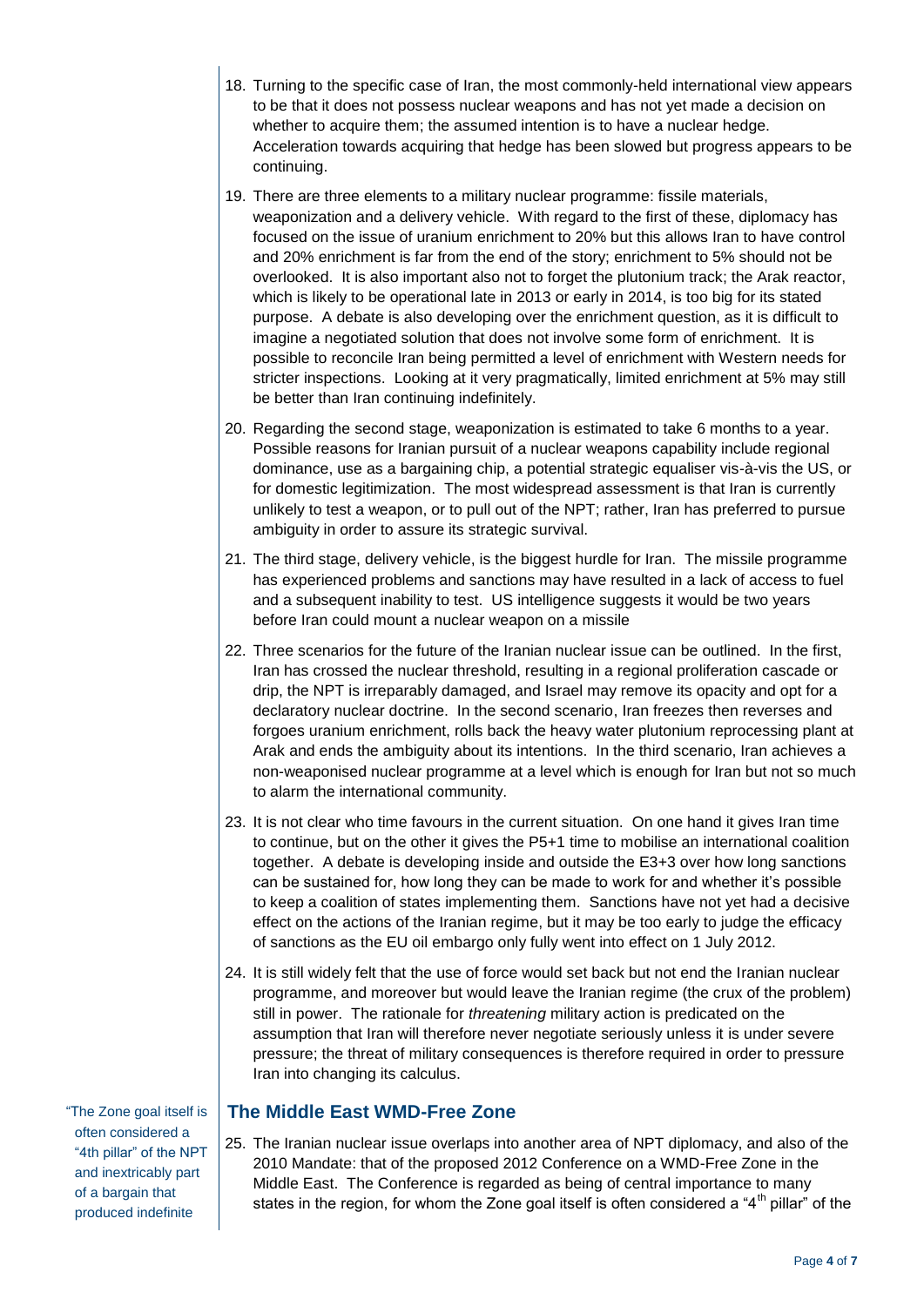18. Turning to the specific case of Iran, the most commonly-held international view appears to be that it does not possess nuclear weapons and has not yet made a decision on whether to acquire them; the assumed intention is to have a nuclear hedge. Acceleration towards acquiring that hedge has been slowed but progress appears to be continuing.

19. There are three elements to a military nuclear programme: fissile materials, weaponization and a delivery vehicle. With regard to the first of these, diplomacy has focused on the issue of uranium enrichment to 20% but this allows Iran to have control and 20% enrichment is far from the end of the story; enrichment to 5% should not be overlooked. It is also important also not to forget the plutonium track; the Arak reactor, which is likely to be operational late in 2013 or early in 2014, is too big for its stated purpose. A debate is also developing over the enrichment question, as it is difficult to imagine a negotiated solution that does not involve some form of enrichment. It is possible to reconcile Iran being permitted a level of enrichment with Western needs for stricter inspections. Looking at it very pragmatically, limited enrichment at 5% may still be better than Iran continuing indefinitely.

20. Regarding the second stage, weaponization is estimated to take 6 months to a year. Possible reasons for Iranian pursuit of a nuclear weapons capability include regional dominance, use as a bargaining chip, a potential strategic equaliser vis-à-vis the US, or for domestic legitimization. The most widespread assessment is that Iran is currently unlikely to test a weapon, or to pull out of the NPT; rather, Iran has preferred to pursue ambiguity in order to assure its strategic survival.

21. The third stage, delivery vehicle, is the biggest hurdle for Iran. The missile programme has experienced problems and sanctions may have resulted in a lack of access to fuel and a subsequent inability to test. US intelligence suggests it would be two years before Iran could mount a nuclear weapon on a missile

22. Three scenarios for the future of the Iranian nuclear issue can be outlined. In the first, Iran has crossed the nuclear threshold, resulting in a regional proliferation cascade or drip, the NPT is irreparably damaged, and Israel may remove its opacity and opt for a declaratory nuclear doctrine. In the second scenario, Iran freezes then reverses and forgoes uranium enrichment, rolls back the heavy water plutonium reprocessing plant at Arak and ends the ambiguity about its intentions. In the third scenario, Iran achieves a non-weaponised nuclear programme at a level which is enough for Iran but not so much to alarm the international community.

23. It is not clear who time favours in the current situation. On one hand it gives Iran time to continue, but on the other it gives the P5+1 time to mobilise an international coalition together. A debate is developing inside and outside the E3+3 over how long sanctions can be sustained for, how long they can be made to work for and whether it's possible to keep a coalition of states implementing them. Sanctions have not yet had a decisive effect on the actions of the Iranian regime, but it may be too early to judge the efficacy of sanctions as the EU oil embargo only fully went into effect on 1 July 2012.

24. It is still widely felt that the use of force would set back but not end the Iranian nuclear programme, and moreover but would leave the Iranian regime (the crux of the problem) still in power. The rationale for *threatening* military action is predicated on the assumption that Iran will therefore never negotiate seriously unless it is under severe pressure; the threat of military consequences is therefore required in order to pressure Iran into changing its calculus.

## The Middle East WMD-Free Zone

"The Zone goal itself is often considered a "4th pillar" of the NPT and inextricably part of a bargain that produced indefinite

25. The Iranian nuclear issue overlaps into another area of NPT diplomacy, and also of the 2010 Mandate: that of the proposed 2012 Conference on a WMD-Free Zone in the Middle East. The Conference is regarded as being of central importance to many states in the region, for whom the Zone goal itself is often considered a "4th pillar" of the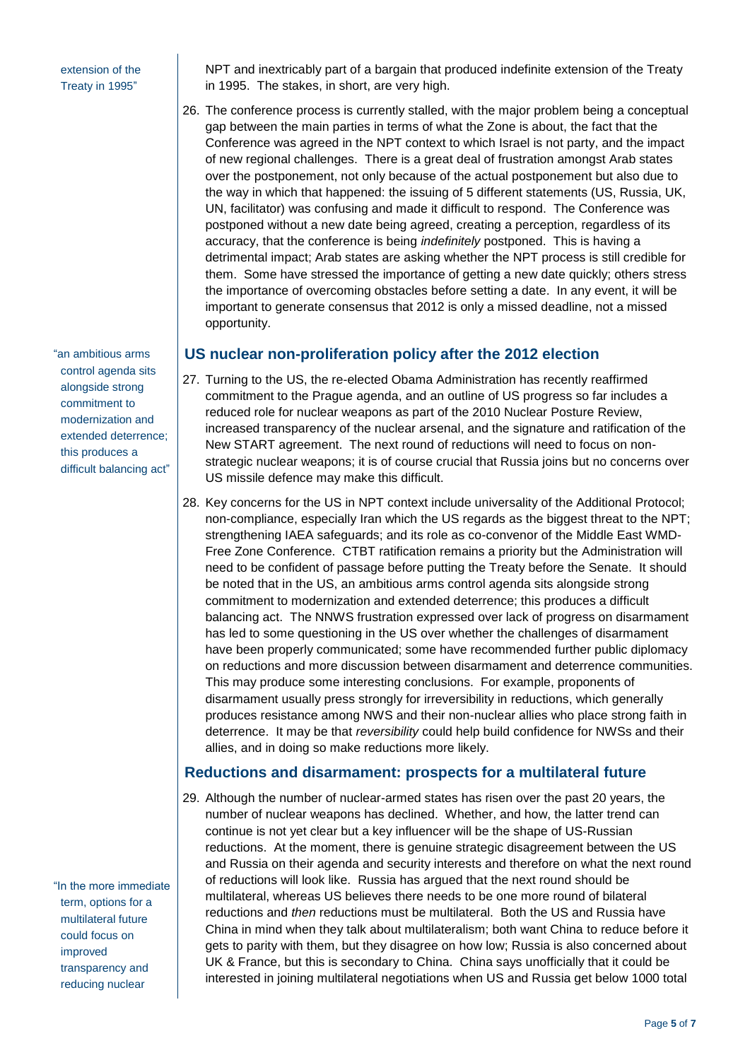> "extension of the Treaty in 1995"

NPT and inextricably part of a bargain that produced indefinite extension of the Treaty in 1995. The stakes, in short, are very high.

26. The conference process is currently stalled, with the major problem being a conceptual gap between the main parties in terms of what the Zone is about, the fact that the Conference was agreed in the NPT context to which Israel is not party, and the impact of new regional challenges. There is a great deal of frustration amongst Arab states over the postponement, not only because of the actual postponement but also due to the way in which that happened: the issuing of 5 different statements (US, Russia, UK, UN, facilitator) was confusing and made it difficult to respond. The Conference was postponed without a new date being agreed, creating a perception, regardless of its accuracy, that the conference is being *indefinitely* postponed. This is having a detrimental impact; Arab states are asking whether the NPT process is still credible for them. Some have stressed the importance of getting a new date quickly; others stress the importance of overcoming obstacles before setting a date. In any event, it will be important to generate consensus that 2012 is only a missed deadline, not a missed opportunity.

## US nuclear non-proliferation policy after the 2012 election

> "an ambitious arms control agenda sits alongside strong commitment to modernization and extended deterrence; this produces a difficult balancing act"

27. Turning to the US, the re-elected Obama Administration has recently reaffirmed commitment to the Prague agenda, and an outline of US progress so far includes a reduced role for nuclear weapons as part of the 2010 Nuclear Posture Review, increased transparency of the nuclear arsenal, and the signature and ratification of the New START agreement. The next round of reductions will need to focus on non-strategic nuclear weapons; it is of course crucial that Russia joins but no concerns over US missile defence may make this difficult.

28. Key concerns for the US in NPT context include universality of the Additional Protocol; non-compliance, especially Iran which the US regards as the biggest threat to the NPT; strengthening IAEA safeguards; and its role as co-convenor of the Middle East WMD-Free Zone Conference. CTBT ratification remains a priority but the Administration will need to be confident of passage before putting the Treaty before the Senate. It should be noted that in the US, an ambitious arms control agenda sits alongside strong commitment to modernization and extended deterrence; this produces a difficult balancing act. The NNWS frustration expressed over lack of progress on disarmament has led to some questioning in the US over whether the challenges of disarmament have been properly communicated; some have recommended further public diplomacy on reductions and more discussion between disarmament and deterrence communities. This may produce some interesting conclusions. For example, proponents of disarmament usually press strongly for irreversibility in reductions, which generally produces resistance among NWS and their non-nuclear allies who place strong faith in deterrence. It may be that *reversibility* could help build confidence for NWSs and their allies, and in doing so make reductions more likely.

## Reductions and disarmament: prospects for a multilateral future

> "In the more immediate term, options for a multilateral future could focus on improved transparency and reducing nuclear

29. Although the number of nuclear-armed states has risen over the past 20 years, the number of nuclear weapons has declined. Whether, and how, the latter trend can continue is not yet clear but a key influencer will be the shape of US-Russian reductions. At the moment, there is genuine strategic disagreement between the US and Russia on their agenda and security interests and therefore on what the next round of reductions will look like. Russia has argued that the next round should be multilateral, whereas US believes there needs to be one more round of bilateral reductions and *then* reductions must be multilateral. Both the US and Russia have China in mind when they talk about multilateralism; both want China to reduce before it gets to parity with them, but they disagree on how low; Russia is also concerned about UK & France, but this is secondary to China. China says unofficially that it could be interested in joining multilateral negotiations when US and Russia get below 1000 total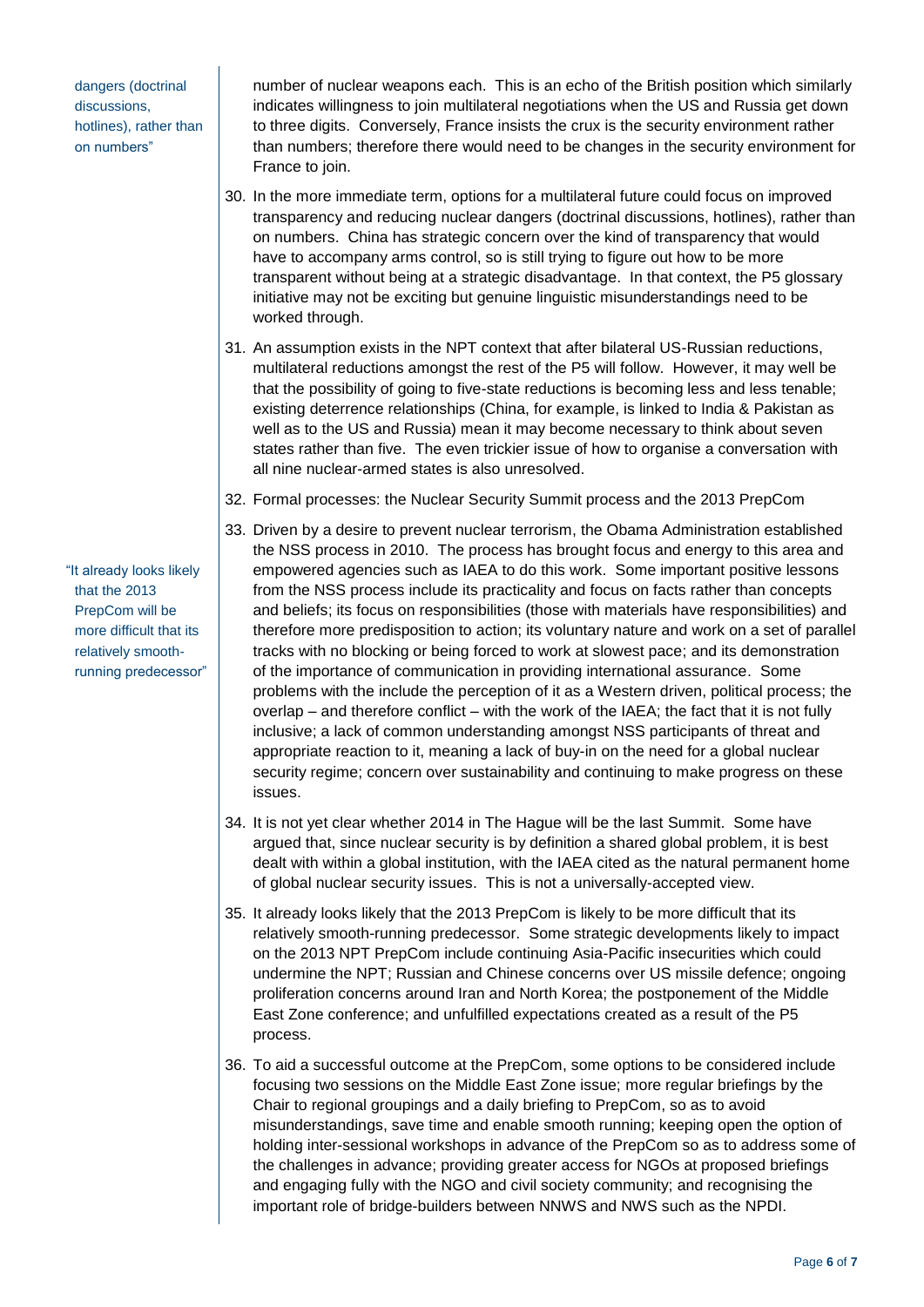> dangers (doctrinal discussions, hotlines), rather than on numbers"

number of nuclear weapons each. This is an echo of the British position which similarly indicates willingness to join multilateral negotiations when the US and Russia get down to three digits. Conversely, France insists the crux is the security environment rather than numbers; therefore there would need to be changes in the security environment for France to join.

30. In the more immediate term, options for a multilateral future could focus on improved transparency and reducing nuclear dangers (doctrinal discussions, hotlines), rather than on numbers. China has strategic concern over the kind of transparency that would have to accompany arms control, so is still trying to figure out how to be more transparent without being at a strategic disadvantage. In that context, the P5 glossary initiative may not be exciting but genuine linguistic misunderstandings need to be worked through.

31. An assumption exists in the NPT context that after bilateral US-Russian reductions, multilateral reductions amongst the rest of the P5 will follow. However, it may well be that the possibility of going to five-state reductions is becoming less and less tenable; existing deterrence relationships (China, for example, is linked to India & Pakistan as well as to the US and Russia) mean it may become necessary to think about seven states rather than five. The even trickier issue of how to organise a conversation with all nine nuclear-armed states is also unresolved.

32. Formal processes: the Nuclear Security Summit process and the 2013 PrepCom

33. Driven by a desire to prevent nuclear terrorism, the Obama Administration established the NSS process in 2010. The process has brought focus and energy to this area and empowered agencies such as IAEA to do this work. Some important positive lessons from the NSS process include its practicality and focus on facts rather than concepts and beliefs; its focus on responsibilities (those with materials have responsibilities) and therefore more predisposition to action; its voluntary nature and work on a set of parallel tracks with no blocking or being forced to work at slowest pace; and its demonstration of the importance of communication in providing international assurance. Some problems with the include the perception of it as a Western driven, political process; the overlap – and therefore conflict – with the work of the IAEA; the fact that it is not fully inclusive; a lack of common understanding amongst NSS participants of threat and appropriate reaction to it, meaning a lack of buy-in on the need for a global nuclear security regime; concern over sustainability and continuing to make progress on these issues.

34. It is not yet clear whether 2014 in The Hague will be the last Summit. Some have argued that, since nuclear security is by definition a shared global problem, it is best dealt with within a global institution, with the IAEA cited as the natural permanent home of global nuclear security issues. This is not a universally-accepted view.

> "It already looks likely that the 2013 PrepCom will be more difficult that its relatively smooth-running predecessor"

35. It already looks likely that the 2013 PrepCom is likely to be more difficult that its relatively smooth-running predecessor. Some strategic developments likely to impact on the 2013 NPT PrepCom include continuing Asia-Pacific insecurities which could undermine the NPT; Russian and Chinese concerns over US missile defence; ongoing proliferation concerns around Iran and North Korea; the postponement of the Middle East Zone conference; and unfulfilled expectations created as a result of the P5 process.

36. To aid a successful outcome at the PrepCom, some options to be considered include focusing two sessions on the Middle East Zone issue; more regular briefings by the Chair to regional groupings and a daily briefing to PrepCom, so as to avoid misunderstandings, save time and enable smooth running; keeping open the option of holding inter-sessional workshops in advance of the PrepCom so as to address some of the challenges in advance; providing greater access for NGOs at proposed briefings and engaging fully with the NGO and civil society community; and recognising the important role of bridge-builders between NNWS and NWS such as the NPDI.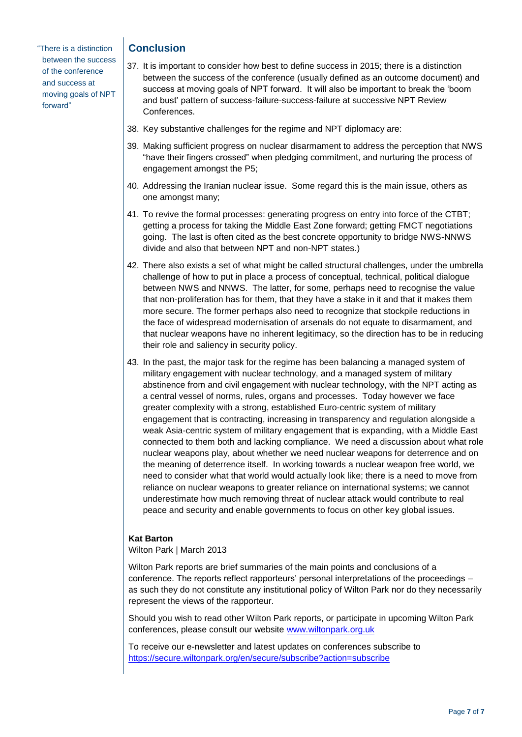"There is a distinction between the success of the conference and success at moving goals of NPT forward"

## Conclusion

37. It is important to consider how best to define success in 2015; there is a distinction between the success of the conference (usually defined as an outcome document) and success at moving goals of NPT forward. It will also be important to break the 'boom and bust' pattern of success-failure-success-failure at successive NPT Review Conferences.

38. Key substantive challenges for the regime and NPT diplomacy are:

39. Making sufficient progress on nuclear disarmament to address the perception that NWS "have their fingers crossed" when pledging commitment, and nurturing the process of engagement amongst the P5;

40. Addressing the Iranian nuclear issue. Some regard this is the main issue, others as one amongst many;

41. To revive the formal processes: generating progress on entry into force of the CTBT; getting a process for taking the Middle East Zone forward; getting FMCT negotiations going. The last is often cited as the best concrete opportunity to bridge NWS-NNWS divide and also that between NPT and non-NPT states.)

42. There also exists a set of what might be called structural challenges, under the umbrella challenge of how to put in place a process of conceptual, technical, political dialogue between NWS and NNWS. The latter, for some, perhaps need to recognise the value that non-proliferation has for them, that they have a stake in it and that it makes them more secure. The former perhaps also need to recognize that stockpile reductions in the face of widespread modernisation of arsenals do not equate to disarmament, and that nuclear weapons have no inherent legitimacy, so the direction has to be in reducing their role and saliency in security policy.

43. In the past, the major task for the regime has been balancing a managed system of military engagement with nuclear technology, and a managed system of military abstinence from and civil engagement with nuclear technology, with the NPT acting as a central vessel of norms, rules, organs and processes. Today however we face greater complexity with a strong, established Euro-centric system of military engagement that is contracting, increasing in transparency and regulation alongside a weak Asia-centric system of military engagement that is expanding, with a Middle East connected to them both and lacking compliance. We need a discussion about what role nuclear weapons play, about whether we need nuclear weapons for deterrence and on the meaning of deterrence itself. In working towards a nuclear weapon free world, we need to consider what that world would actually look like; there is a need to move from reliance on nuclear weapons to greater reliance on international systems; we cannot underestimate how much removing threat of nuclear attack would contribute to real peace and security and enable governments to focus on other key global issues.

**Kat Barton**

Wilton Park | March 2013

Wilton Park reports are brief summaries of the main points and conclusions of a conference. The reports reflect rapporteurs' personal interpretations of the proceedings – as such they do not constitute any institutional policy of Wilton Park nor do they necessarily represent the views of the rapporteur.

Should you wish to read other Wilton Park reports, or participate in upcoming Wilton Park conferences, please consult our website [www.wiltonpark.org.uk](www.wiltonpark.org.uk)

To receive our e-newsletter and latest updates on conferences subscribe to [https://secure.wiltonpark.org/en/secure/subscribe?action=subscribe](https://secure.wiltonpark.org/en/secure/subscribe?action=subscribe)